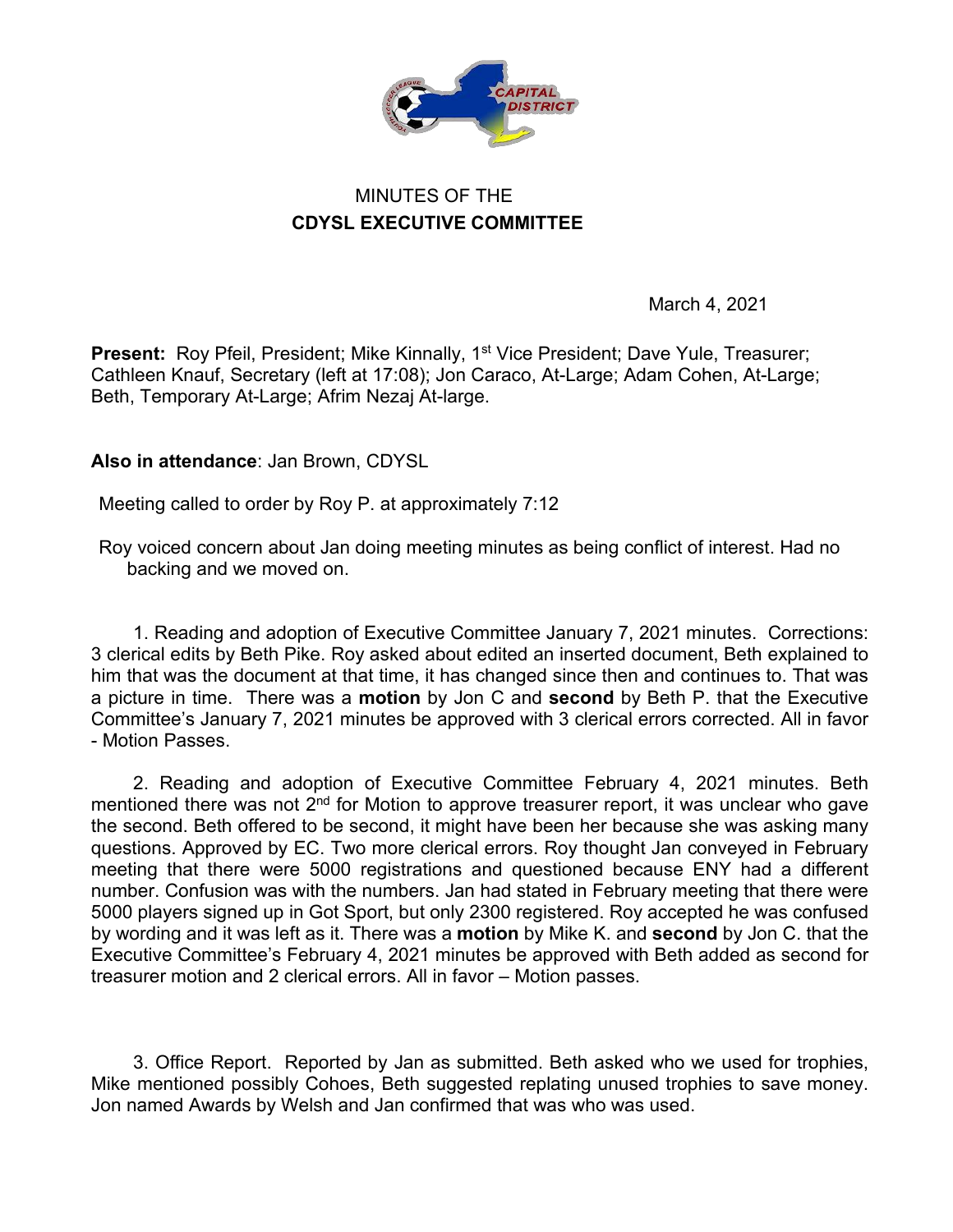MINUTES OF THE
**CDYSL EXECUTIVE COMMITTEE**

March 4, 2021

**Present:** Roy Pfeil, President; Mike Kinnally, 1st Vice President; Dave Yule, Treasurer; Cathleen Knauf, Secretary (left at 17:08); Jon Caraco, At-Large; Adam Cohen, At-Large; Beth, Temporary At-Large; Afrim Nezaj At-large.

**Also in attendance**: Jan Brown, CDYSL

Meeting called to order by Roy P. at approximately 7:12

Roy voiced concern about Jan doing meeting minutes as being conflict of interest. Had no backing and we moved on.

1. Reading and adoption of Executive Committee January 7, 2021 minutes. Corrections: 3 clerical edits by Beth Pike. Roy asked about edited an inserted document, Beth explained to him that was the document at that time, it has changed since then and continues to. That was a picture in time. There was a **motion** by Jon C and **second** by Beth P. that the Executive Committee's January 7, 2021 minutes be approved with 3 clerical errors corrected. All in favor - Motion Passes.

2. Reading and adoption of Executive Committee February 4, 2021 minutes. Beth mentioned there was not 2nd for Motion to approve treasurer report, it was unclear who gave the second. Beth offered to be second, it might have been her because she was asking many questions. Approved by EC. Two more clerical errors. Roy thought Jan conveyed in February meeting that there were 5000 registrations and questioned because ENY had a different number. Confusion was with the numbers. Jan had stated in February meeting that there were 5000 players signed up in Got Sport, but only 2300 registered. Roy accepted he was confused by wording and it was left as it. There was a **motion** by Mike K. and **second** by Jon C. that the Executive Committee's February 4, 2021 minutes be approved with Beth added as second for treasurer motion and 2 clerical errors. All in favor – Motion passes.

3. Office Report. Reported by Jan as submitted. Beth asked who we used for trophies, Mike mentioned possibly Cohoes, Beth suggested replating unused trophies to save money. Jon named Awards by Welsh and Jan confirmed that was who was used.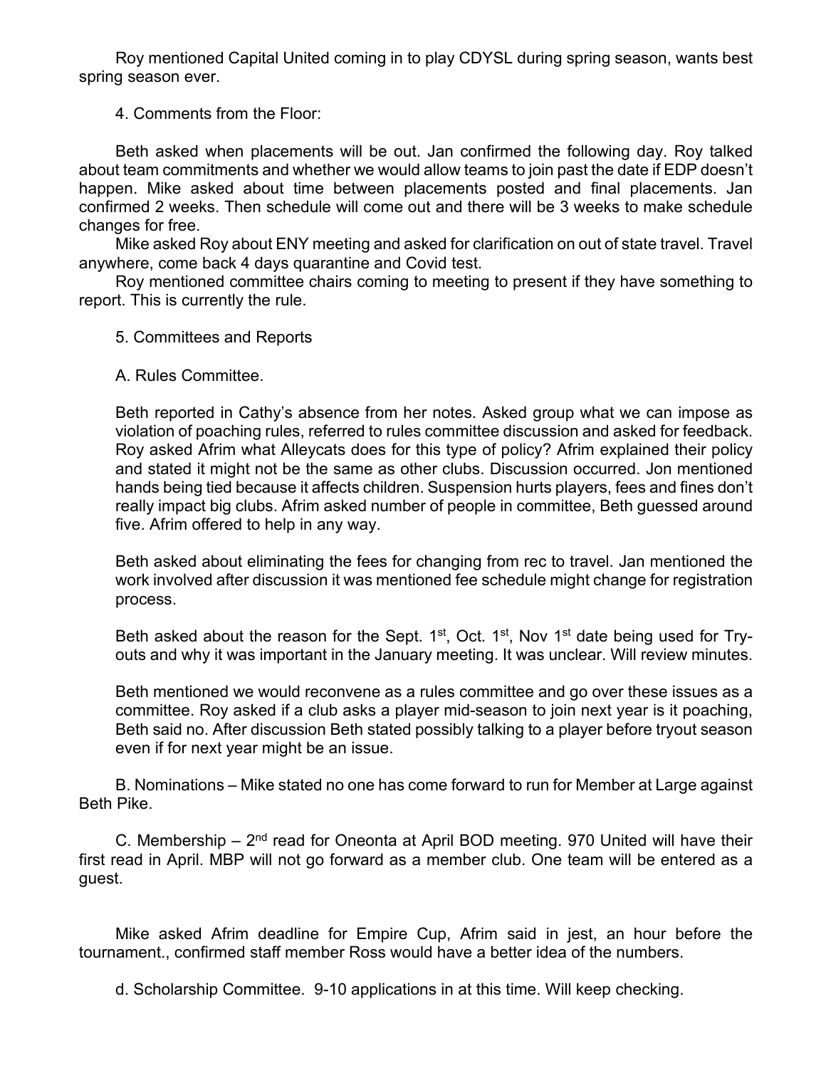Roy mentioned Capital United coming in to play CDYSL during spring season, wants best spring season ever.

4. Comments from the Floor:

Beth asked when placements will be out. Jan confirmed the following day. Roy talked about team commitments and whether we would allow teams to join past the date if EDP doesn't happen. Mike asked about time between placements posted and final placements. Jan confirmed 2 weeks. Then schedule will come out and there will be 3 weeks to make schedule changes for free.

Mike asked Roy about ENY meeting and asked for clarification on out of state travel. Travel anywhere, come back 4 days quarantine and Covid test.

Roy mentioned committee chairs coming to meeting to present if they have something to report. This is currently the rule.

5. Committees and Reports

A. Rules Committee.

Beth reported in Cathy's absence from her notes. Asked group what we can impose as violation of poaching rules, referred to rules committee discussion and asked for feedback. Roy asked Afrim what Alleycats does for this type of policy? Afrim explained their policy and stated it might not be the same as other clubs. Discussion occurred. Jon mentioned hands being tied because it affects children. Suspension hurts players, fees and fines don't really impact big clubs. Afrim asked number of people in committee, Beth guessed around five. Afrim offered to help in any way.

Beth asked about eliminating the fees for changing from rec to travel. Jan mentioned the work involved after discussion it was mentioned fee schedule might change for registration process.

Beth asked about the reason for the Sept. 1st, Oct. 1st, Nov 1st date being used for Try-outs and why it was important in the January meeting. It was unclear. Will review minutes.

Beth mentioned we would reconvene as a rules committee and go over these issues as a committee. Roy asked if a club asks a player mid-season to join next year is it poaching, Beth said no. After discussion Beth stated possibly talking to a player before tryout season even if for next year might be an issue.

B. Nominations – Mike stated no one has come forward to run for Member at Large against Beth Pike.

C. Membership – 2nd read for Oneonta at April BOD meeting. 970 United will have their first read in April. MBP will not go forward as a member club. One team will be entered as a guest.

Mike asked Afrim deadline for Empire Cup, Afrim said in jest, an hour before the tournament., confirmed staff member Ross would have a better idea of the numbers.

d. Scholarship Committee. 9-10 applications in at this time. Will keep checking.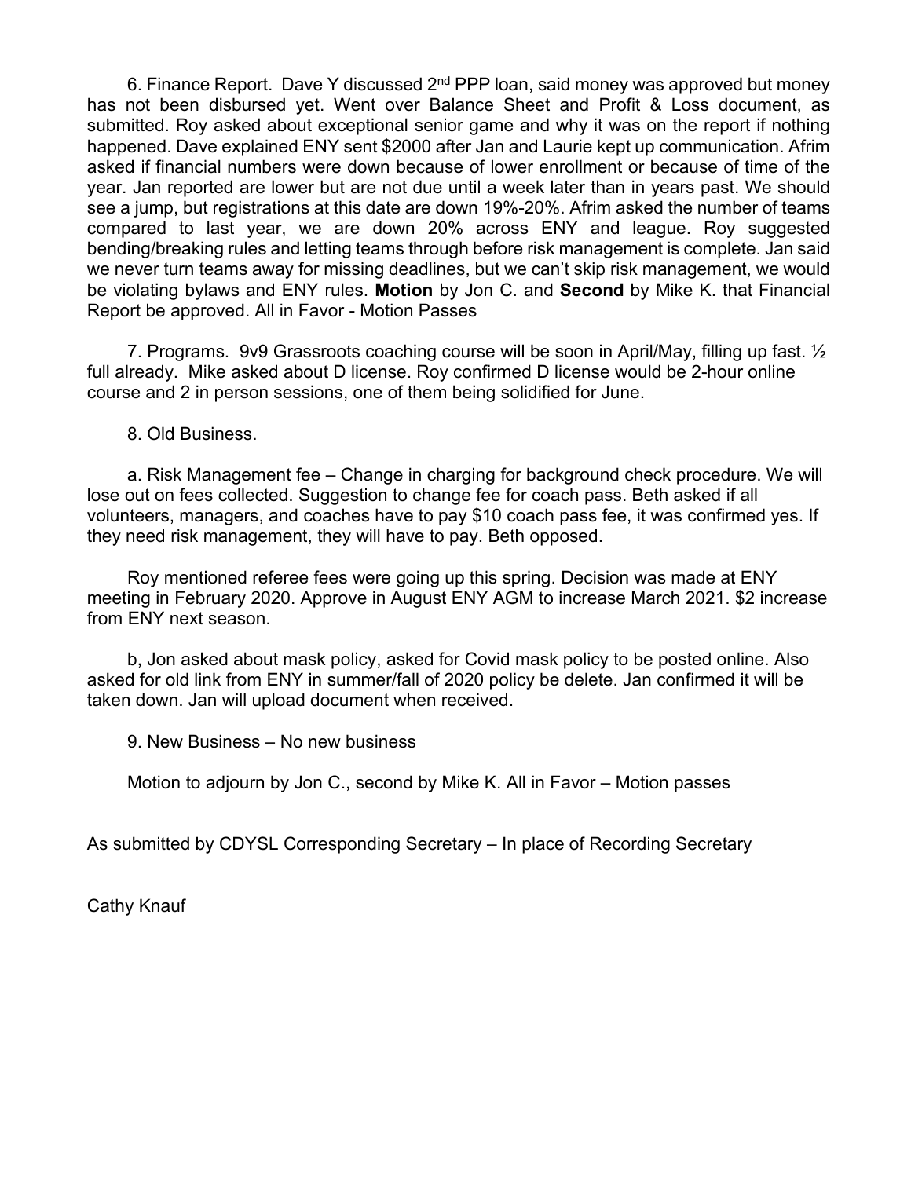6. Finance Report. Dave Y discussed 2nd PPP loan, said money was approved but money has not been disbursed yet. Went over Balance Sheet and Profit & Loss document, as submitted. Roy asked about exceptional senior game and why it was on the report if nothing happened. Dave explained ENY sent $2000 after Jan and Laurie kept up communication. Afrim asked if financial numbers were down because of lower enrollment or because of time of the year. Jan reported are lower but are not due until a week later than in years past. We should see a jump, but registrations at this date are down 19%-20%. Afrim asked the number of teams compared to last year, we are down 20% across ENY and league. Roy suggested bending/breaking rules and letting teams through before risk management is complete. Jan said we never turn teams away for missing deadlines, but we can't skip risk management, we would be violating bylaws and ENY rules. **Motion** by Jon C. and **Second** by Mike K. that Financial Report be approved. All in Favor - Motion Passes

7. Programs. 9v9 Grassroots coaching course will be soon in April/May, filling up fast. ½ full already. Mike asked about D license. Roy confirmed D license would be 2-hour online course and 2 in person sessions, one of them being solidified for June.

8. Old Business.

a. Risk Management fee – Change in charging for background check procedure. We will lose out on fees collected. Suggestion to change fee for coach pass. Beth asked if all volunteers, managers, and coaches have to pay $10 coach pass fee, it was confirmed yes. If they need risk management, they will have to pay. Beth opposed.

Roy mentioned referee fees were going up this spring. Decision was made at ENY meeting in February 2020. Approve in August ENY AGM to increase March 2021. $2 increase from ENY next season.

b, Jon asked about mask policy, asked for Covid mask policy to be posted online. Also asked for old link from ENY in summer/fall of 2020 policy be delete. Jan confirmed it will be taken down. Jan will upload document when received.

9. New Business – No new business

Motion to adjourn by Jon C., second by Mike K. All in Favor – Motion passes

As submitted by CDYSL Corresponding Secretary – In place of Recording Secretary

Cathy Knauf